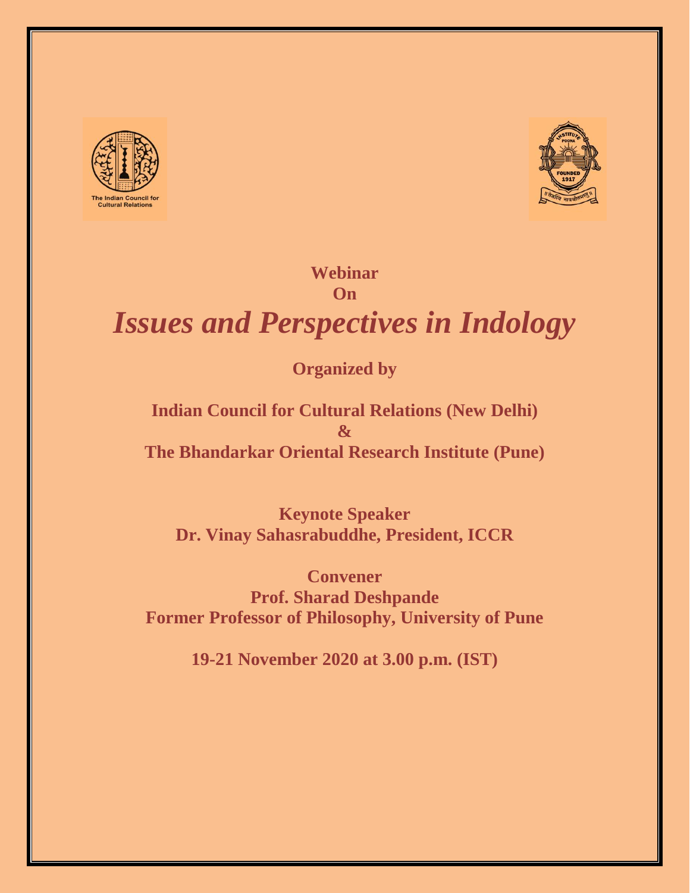**Webinar**

**On**

# *Issues and Perspectives in Indology*

**Organized by**

**Indian Council for Cultural Relations (New Delhi)**

**&**

**The Bhandarkar Oriental Research Institute (Pune)**

**Keynote Speaker**

**Dr. Vinay Sahasrabuddhe, President, ICCR**

**Convener**

**Prof. Sharad Deshpande**

**Former Professor of Philosophy, University of Pune**

**19-21 November 2020 at 3.00 p.m. (IST)**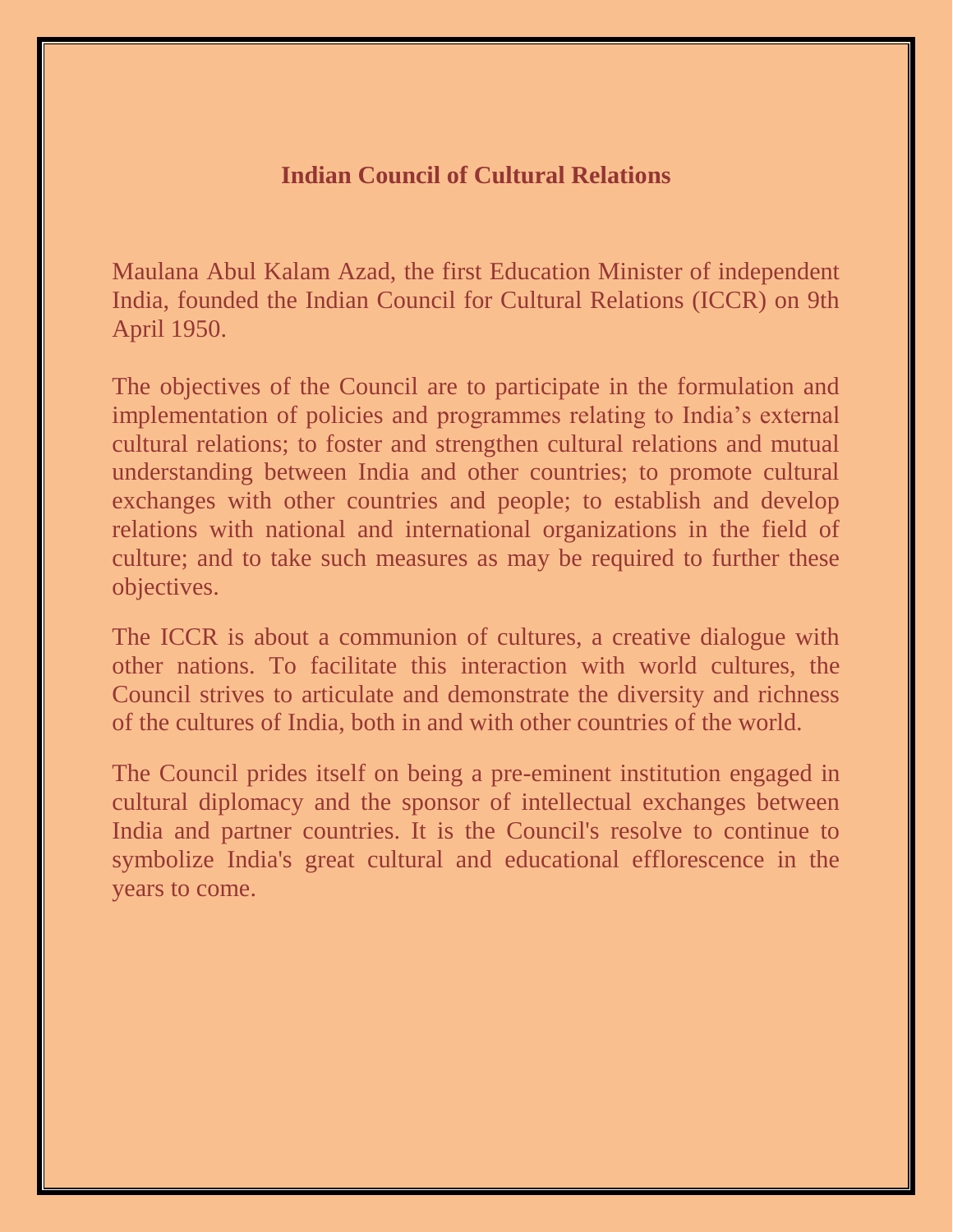# Indian Council of Cultural Relations

Maulana Abul Kalam Azad, the first Education Minister of independent India, founded the Indian Council for Cultural Relations (ICCR) on 9th April 1950.

The objectives of the Council are to participate in the formulation and implementation of policies and programmes relating to India's external cultural relations; to foster and strengthen cultural relations and mutual understanding between India and other countries; to promote cultural exchanges with other countries and people; to establish and develop relations with national and international organizations in the field of culture; and to take such measures as may be required to further these objectives.

The ICCR is about a communion of cultures, a creative dialogue with other nations. To facilitate this interaction with world cultures, the Council strives to articulate and demonstrate the diversity and richness of the cultures of India, both in and with other countries of the world.

The Council prides itself on being a pre-eminent institution engaged in cultural diplomacy and the sponsor of intellectual exchanges between India and partner countries. It is the Council's resolve to continue to symbolize India's great cultural and educational efflorescence in the years to come.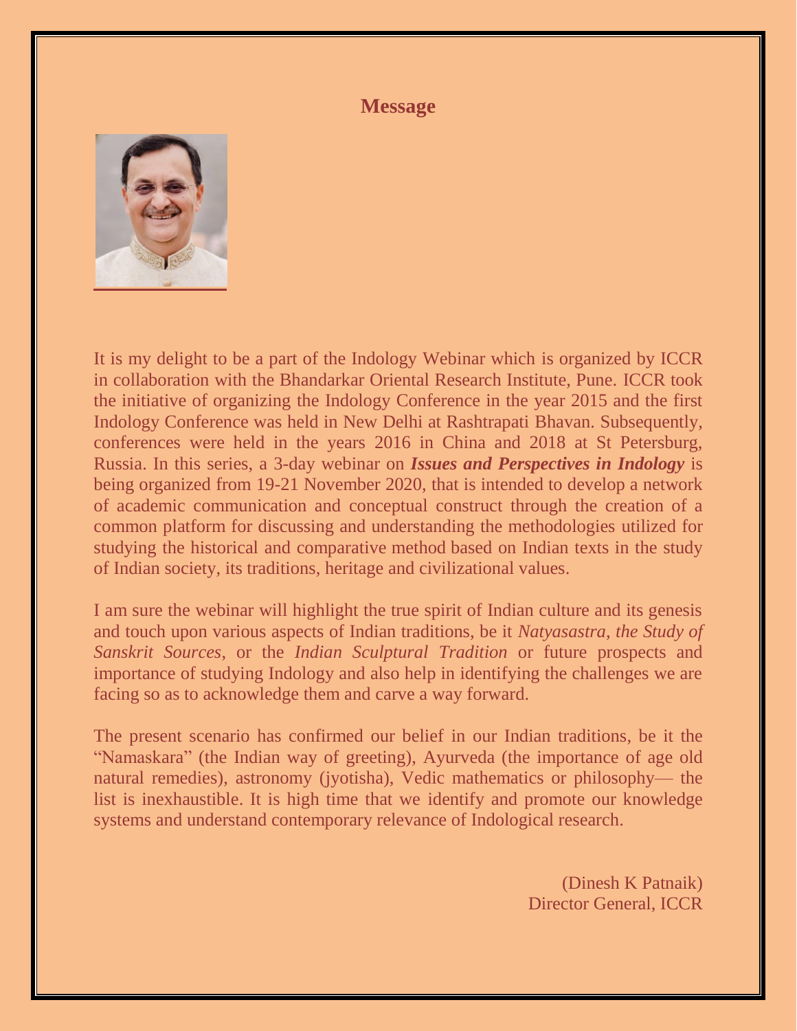## Message

It is my delight to be a part of the Indology Webinar which is organized by ICCR in collaboration with the Bhandarkar Oriental Research Institute, Pune. ICCR took the initiative of organizing the Indology Conference in the year 2015 and the first Indology Conference was held in New Delhi at Rashtrapati Bhavan. Subsequently, conferences were held in the years 2016 in China and 2018 at St Petersburg, Russia. In this series, a 3-day webinar on ***Issues and Perspectives in Indology*** is being organized from 19-21 November 2020, that is intended to develop a network of academic communication and conceptual construct through the creation of a common platform for discussing and understanding the methodologies utilized for studying the historical and comparative method based on Indian texts in the study of Indian society, its traditions, heritage and civilizational values.

I am sure the webinar will highlight the true spirit of Indian culture and its genesis and touch upon various aspects of Indian traditions, be it *Natyasastra*, *the Study of Sanskrit Sources*, or the *Indian Sculptural Tradition* or future prospects and importance of studying Indology and also help in identifying the challenges we are facing so as to acknowledge them and carve a way forward.

The present scenario has confirmed our belief in our Indian traditions, be it the "Namaskara" (the Indian way of greeting), Ayurveda (the importance of age old natural remedies), astronomy (jyotisha), Vedic mathematics or philosophy— the list is inexhaustible. It is high time that we identify and promote our knowledge systems and understand contemporary relevance of Indological research.

(Dinesh K Patnaik)
Director General, ICCR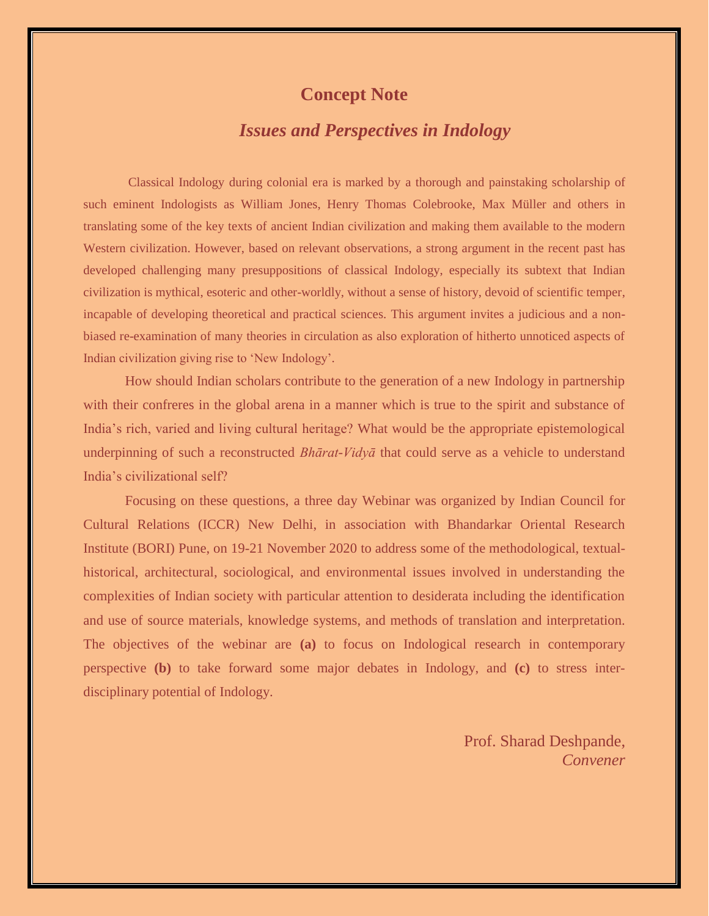# Concept Note

## *Issues and Perspectives in Indology*

Classical Indology during colonial era is marked by a thorough and painstaking scholarship of such eminent Indologists as William Jones, Henry Thomas Colebrooke, Max Müller and others in translating some of the key texts of ancient Indian civilization and making them available to the modern Western civilization. However, based on relevant observations, a strong argument in the recent past has developed challenging many presuppositions of classical Indology, especially its subtext that Indian civilization is mythical, esoteric and other-worldly, without a sense of history, devoid of scientific temper, incapable of developing theoretical and practical sciences. This argument invites a judicious and a non-biased re-examination of many theories in circulation as also exploration of hitherto unnoticed aspects of Indian civilization giving rise to 'New Indology'.

How should Indian scholars contribute to the generation of a new Indology in partnership with their confreres in the global arena in a manner which is true to the spirit and substance of India's rich, varied and living cultural heritage? What would be the appropriate epistemological underpinning of such a reconstructed *Bhārat-Vidyā* that could serve as a vehicle to understand India's civilizational self?

Focusing on these questions, a three day Webinar was organized by Indian Council for Cultural Relations (ICCR) New Delhi, in association with Bhandarkar Oriental Research Institute (BORI) Pune, on 19-21 November 2020 to address some of the methodological, textual-historical, architectural, sociological, and environmental issues involved in understanding the complexities of Indian society with particular attention to desiderata including the identification and use of source materials, knowledge systems, and methods of translation and interpretation. The objectives of the webinar are **(a)** to focus on Indological research in contemporary perspective **(b)** to take forward some major debates in Indology, and **(c)** to stress inter-disciplinary potential of Indology.

Prof. Sharad Deshpande,
*Convener*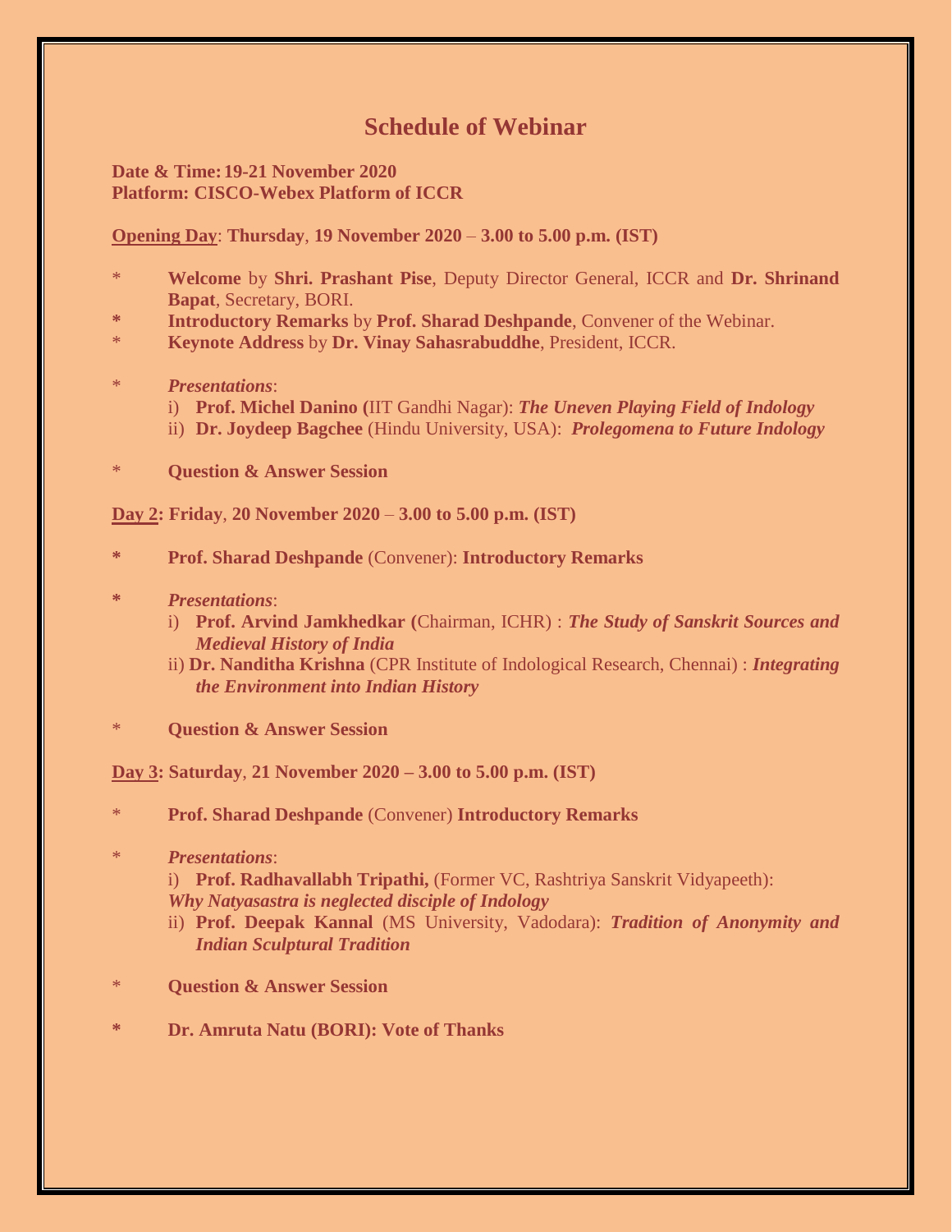# Schedule of Webinar

**Date & Time: 19-21 November 2020**
**Platform: CISCO-Webex Platform of ICCR**

**Opening Day: Thursday, 19 November 2020 – 3.00 to 5.00 p.m. (IST)**

* **Welcome** by **Shri. Prashant Pise**, Deputy Director General, ICCR and **Dr. Shrinand Bapat**, Secretary, BORI.
* **Introductory Remarks** by **Prof. Sharad Deshpande**, Convener of the Webinar.
* **Keynote Address** by **Dr. Vinay Sahasrabuddhe**, President, ICCR.
* *Presentations*:
  - i) **Prof. Michel Danino (**IIT Gandhi Nagar): ***The Uneven Playing Field of Indology***
  - ii) **Dr. Joydeep Bagchee** (Hindu University, USA): ***Prolegomena to Future Indology***
* **Question & Answer Session**

**Day 2: Friday, 20 November 2020 – 3.00 to 5.00 p.m. (IST)**

* **Prof. Sharad Deshpande** (Convener): **Introductory Remarks**
* *Presentations*:
  - i) **Prof. Arvind Jamkhedkar (**Chairman, ICHR) : ***The Study of Sanskrit Sources and Medieval History of India***
  - ii) **Dr. Nanditha Krishna** (CPR Institute of Indological Research, Chennai) : ***Integrating the Environment into Indian History***
* **Question & Answer Session**

**Day 3: Saturday, 21 November 2020 – 3.00 to 5.00 p.m. (IST)**

* **Prof. Sharad Deshpande** (Convener) **Introductory Remarks**
* *Presentations*:
  - i) **Prof. Radhavallabh Tripathi,** (Former VC, Rashtriya Sanskrit Vidyapeeth): ***Why Natyasastra is neglected disciple of Indology***
  - ii) **Prof. Deepak Kannal** (MS University, Vadodara): ***Tradition of Anonymity and Indian Sculptural Tradition***
* **Question & Answer Session**
* **Dr. Amruta Natu (BORI): Vote of Thanks**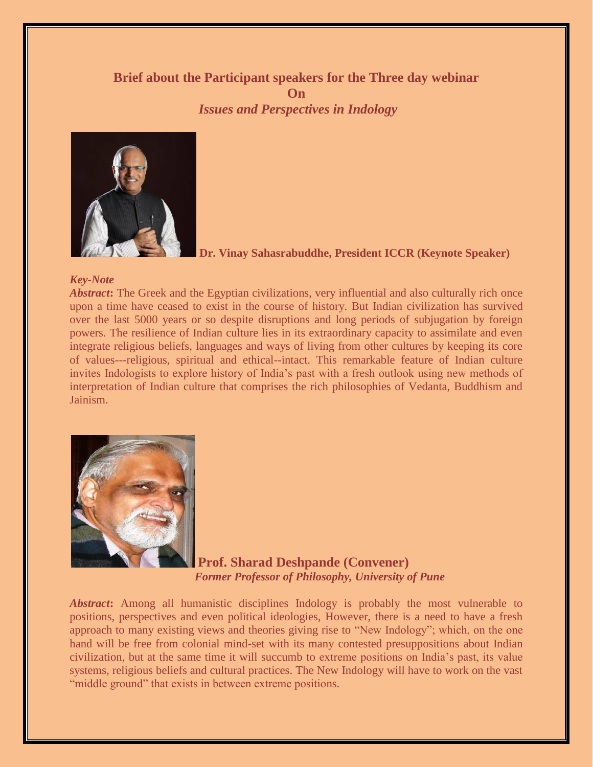## Brief about the Participant speakers for the Three day webinar
## On
## *Issues and Perspectives in Indology*

**Dr. Vinay Sahasrabuddhe, President ICCR (Keynote Speaker)**

***Key-Note***

***Abstract*:** The Greek and the Egyptian civilizations, very influential and also culturally rich once upon a time have ceased to exist in the course of history. But Indian civilization has survived over the last 5000 years or so despite disruptions and long periods of subjugation by foreign powers. The resilience of Indian culture lies in its extraordinary capacity to assimilate and even integrate religious beliefs, languages and ways of living from other cultures by keeping its core of values---religious, spiritual and ethical--intact. This remarkable feature of Indian culture invites Indologists to explore history of India's past with a fresh outlook using new methods of interpretation of Indian culture that comprises the rich philosophies of Vedanta, Buddhism and Jainism.

**Prof. Sharad Deshpande (Convener)**
***Former Professor of Philosophy, University of Pune***

***Abstract*:** Among all humanistic disciplines Indology is probably the most vulnerable to positions, perspectives and even political ideologies, However, there is a need to have a fresh approach to many existing views and theories giving rise to "New Indology"; which, on the one hand will be free from colonial mind-set with its many contested presuppositions about Indian civilization, but at the same time it will succumb to extreme positions on India's past, its value systems, religious beliefs and cultural practices. The New Indology will have to work on the vast "middle ground" that exists in between extreme positions.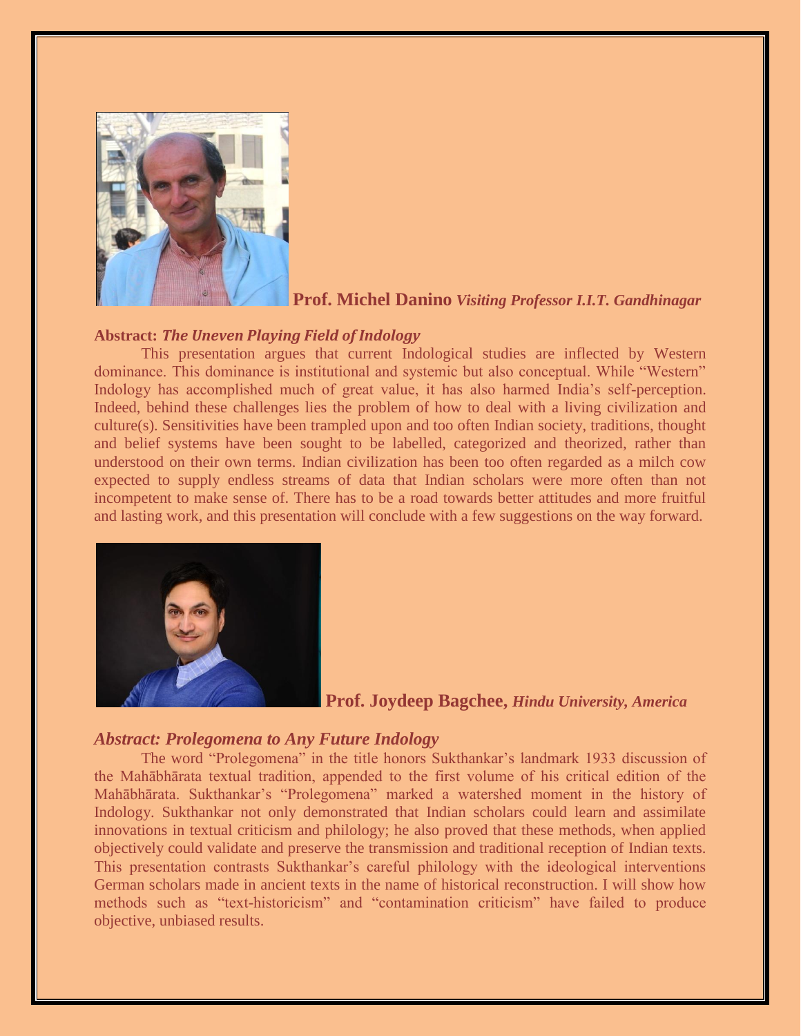**Prof. Michel Danino** ***Visiting Professor I.I.T. Gandhinagar***

**Abstract:** ***The Uneven Playing Field of Indology***

This presentation argues that current Indological studies are inflected by Western dominance. This dominance is institutional and systemic but also conceptual. While "Western" Indology has accomplished much of great value, it has also harmed India's self-perception. Indeed, behind these challenges lies the problem of how to deal with a living civilization and culture(s). Sensitivities have been trampled upon and too often Indian society, traditions, thought and belief systems have been sought to be labelled, categorized and theorized, rather than understood on their own terms. Indian civilization has been too often regarded as a milch cow expected to supply endless streams of data that Indian scholars were more often than not incompetent to make sense of. There has to be a road towards better attitudes and more fruitful and lasting work, and this presentation will conclude with a few suggestions on the way forward.

**Prof. Joydeep Bagchee,** ***Hindu University, America***

***Abstract: Prolegomena to Any Future Indology***

The word "Prolegomena" in the title honors Sukthankar's landmark 1933 discussion of the Mahābhārata textual tradition, appended to the first volume of his critical edition of the Mahābhārata. Sukthankar's "Prolegomena" marked a watershed moment in the history of Indology. Sukthankar not only demonstrated that Indian scholars could learn and assimilate innovations in textual criticism and philology; he also proved that these methods, when applied objectively could validate and preserve the transmission and traditional reception of Indian texts. This presentation contrasts Sukthankar's careful philology with the ideological interventions German scholars made in ancient texts in the name of historical reconstruction. I will show how methods such as "text-historicism" and "contamination criticism" have failed to produce objective, unbiased results.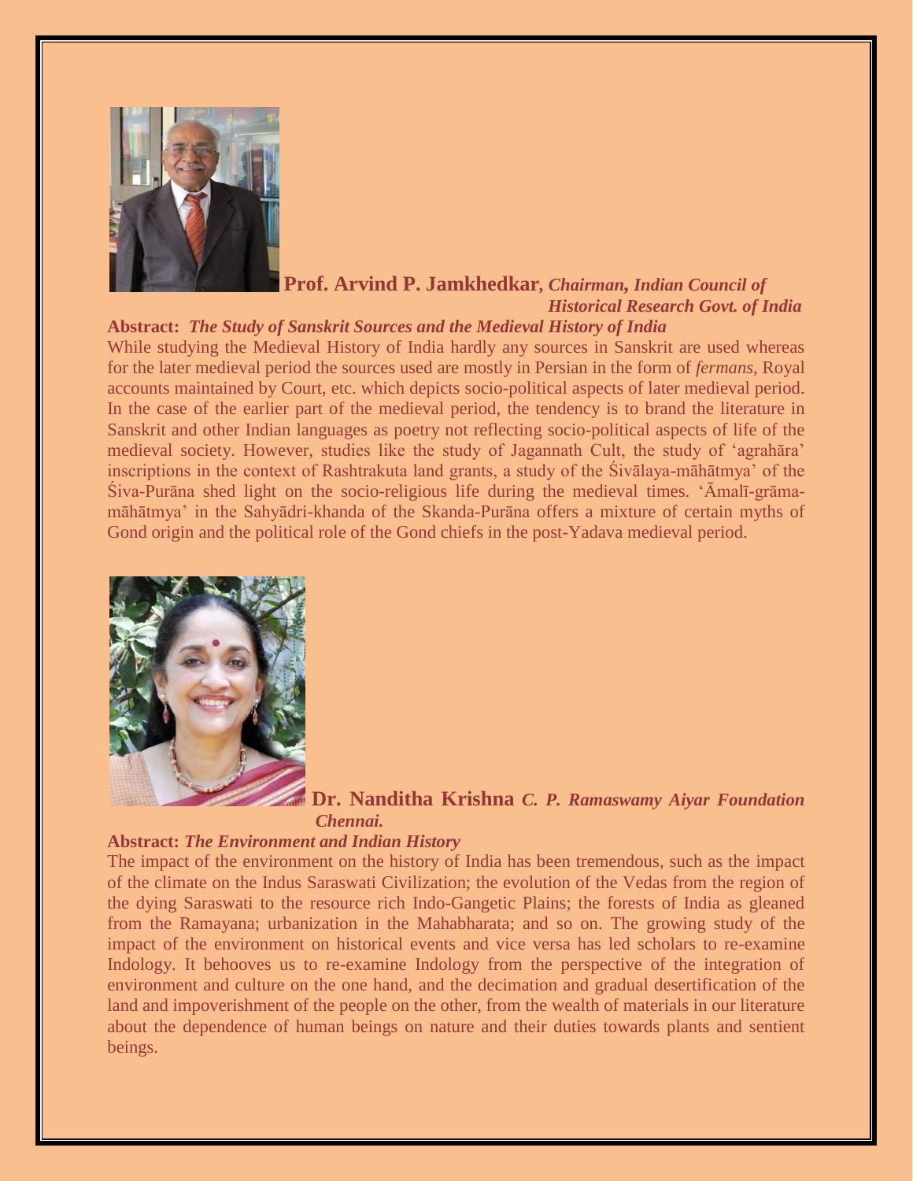**Prof. Arvind P. Jamkhedkar**, *Chairman, Indian Council of Historical Research Govt. of India*

**Abstract:** ***The Study of Sanskrit Sources and the Medieval History of India***

While studying the Medieval History of India hardly any sources in Sanskrit are used whereas for the later medieval period the sources used are mostly in Persian in the form of *fermans*, Royal accounts maintained by Court, etc. which depicts socio-political aspects of later medieval period. In the case of the earlier part of the medieval period, the tendency is to brand the literature in Sanskrit and other Indian languages as poetry not reflecting socio-political aspects of life of the medieval society. However, studies like the study of Jagannath Cult, the study of 'agrahāra' inscriptions in the context of Rashtrakuta land grants, a study of the Śivālaya-māhātmya' of the Śiva-Purāna shed light on the socio-religious life during the medieval times. 'Āmalī-grāma-māhātmya' in the Sahyādri-khanda of the Skanda-Purāna offers a mixture of certain myths of Gond origin and the political role of the Gond chiefs in the post-Yadava medieval period.

**Dr. Nanditha Krishna** ***C. P. Ramaswamy Aiyar Foundation Chennai.***

**Abstract:** ***The Environment and Indian History***

The impact of the environment on the history of India has been tremendous, such as the impact of the climate on the Indus Saraswati Civilization; the evolution of the Vedas from the region of the dying Saraswati to the resource rich Indo-Gangetic Plains; the forests of India as gleaned from the Ramayana; urbanization in the Mahabharata; and so on. The growing study of the impact of the environment on historical events and vice versa has led scholars to re-examine Indology. It behooves us to re-examine Indology from the perspective of the integration of environment and culture on the one hand, and the decimation and gradual desertification of the land and impoverishment of the people on the other, from the wealth of materials in our literature about the dependence of human beings on nature and their duties towards plants and sentient beings.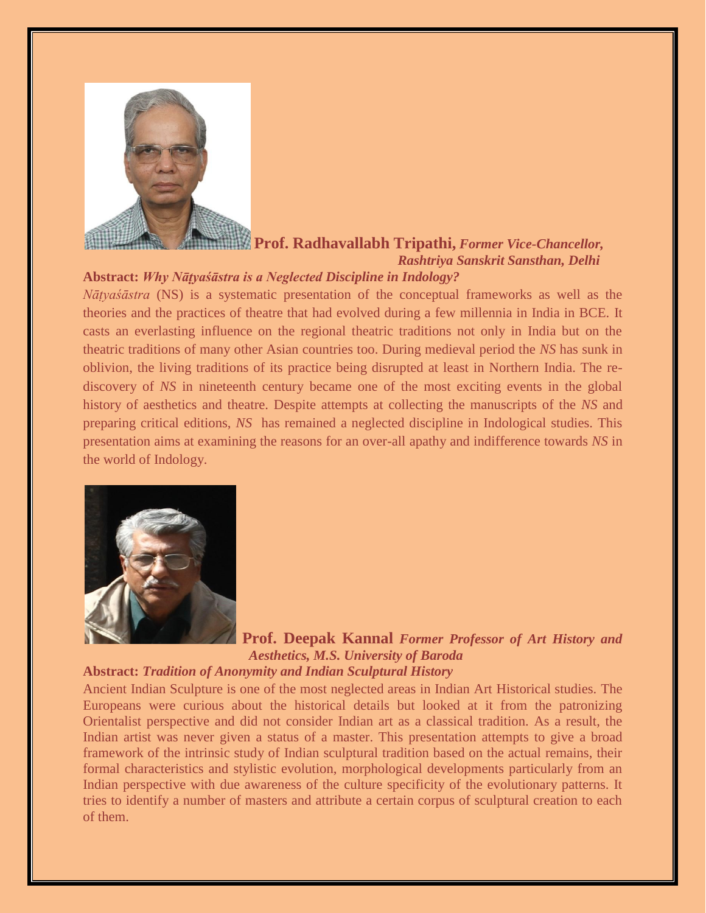**Prof. Radhavallabh Tripathi,** ***Former Vice-Chancellor, Rashtriya Sanskrit Sansthan, Delhi***

**Abstract:** ***Why Nāṭyaśāstra is a Neglected Discipline in Indology?***

*Nāṭyaśāstra* (NS) is a systematic presentation of the conceptual frameworks as well as the theories and the practices of theatre that had evolved during a few millennia in India in BCE. It casts an everlasting influence on the regional theatric traditions not only in India but on the theatric traditions of many other Asian countries too. During medieval period the *NS* has sunk in oblivion, the living traditions of its practice being disrupted at least in Northern India. The re-discovery of *NS* in nineteenth century became one of the most exciting events in the global history of aesthetics and theatre. Despite attempts at collecting the manuscripts of the *NS* and preparing critical editions, *NS* has remained a neglected discipline in Indological studies. This presentation aims at examining the reasons for an over-all apathy and indifference towards *NS* in the world of Indology.

**Prof. Deepak Kannal** ***Former Professor of Art History and Aesthetics, M.S. University of Baroda***

**Abstract:** ***Tradition of Anonymity and Indian Sculptural History***

Ancient Indian Sculpture is one of the most neglected areas in Indian Art Historical studies. The Europeans were curious about the historical details but looked at it from the patronizing Orientalist perspective and did not consider Indian art as a classical tradition. As a result, the Indian artist was never given a status of a master. This presentation attempts to give a broad framework of the intrinsic study of Indian sculptural tradition based on the actual remains, their formal characteristics and stylistic evolution, morphological developments particularly from an Indian perspective with due awareness of the culture specificity of the evolutionary patterns. It tries to identify a number of masters and attribute a certain corpus of sculptural creation to each of them.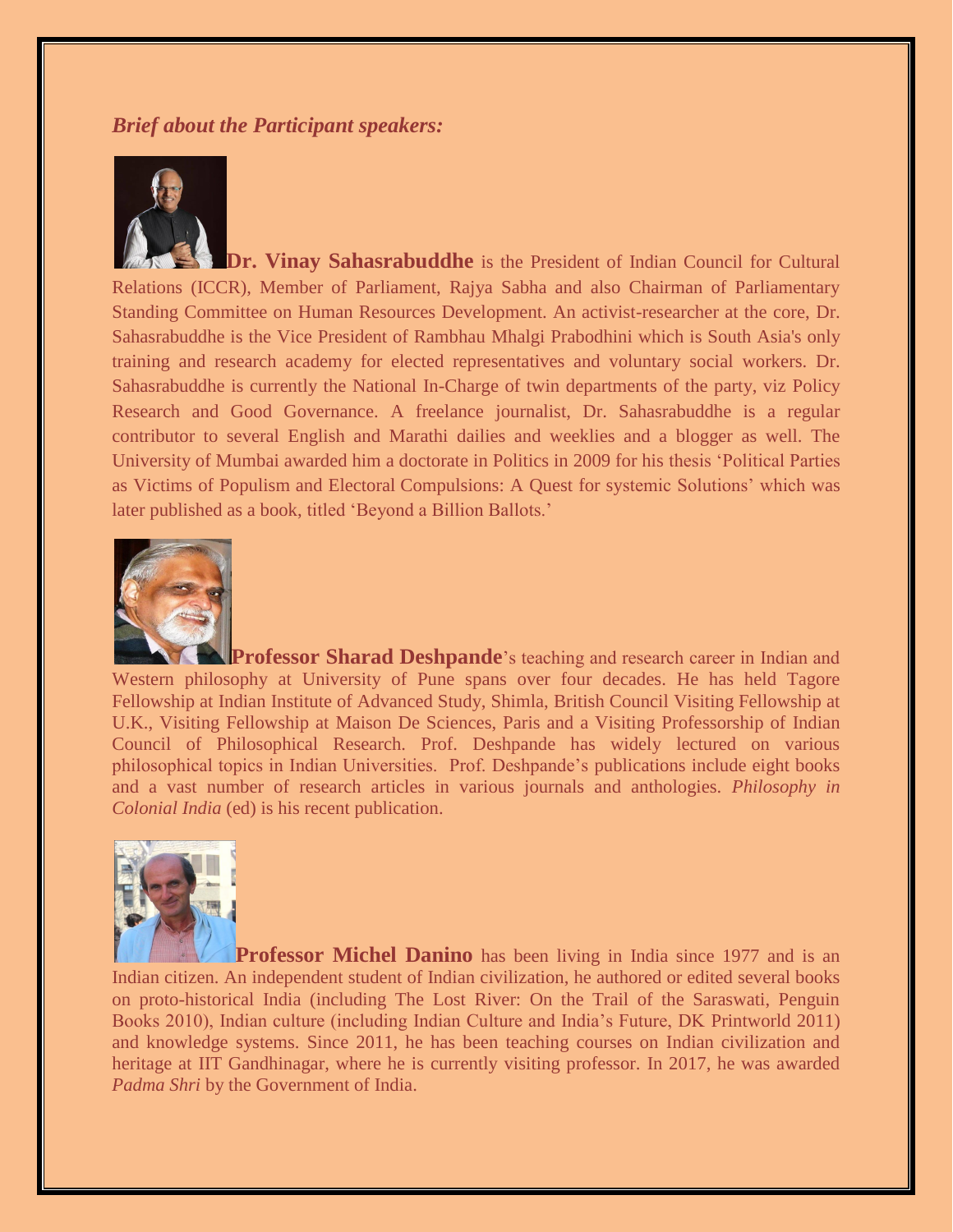***Brief about the Participant speakers:***

**Dr. Vinay Sahasrabuddhe** is the President of Indian Council for Cultural Relations (ICCR), Member of Parliament, Rajya Sabha and also Chairman of Parliamentary Standing Committee on Human Resources Development. An activist-researcher at the core, Dr. Sahasrabuddhe is the Vice President of Rambhau Mhalgi Prabodhini which is South Asia's only training and research academy for elected representatives and voluntary social workers. Dr. Sahasrabuddhe is currently the National In-Charge of twin departments of the party, viz Policy Research and Good Governance. A freelance journalist, Dr. Sahasrabuddhe is a regular contributor to several English and Marathi dailies and weeklies and a blogger as well. The University of Mumbai awarded him a doctorate in Politics in 2009 for his thesis 'Political Parties as Victims of Populism and Electoral Compulsions: A Quest for systemic Solutions' which was later published as a book, titled 'Beyond a Billion Ballots.'

**Professor Sharad Deshpande**'s teaching and research career in Indian and Western philosophy at University of Pune spans over four decades. He has held Tagore Fellowship at Indian Institute of Advanced Study, Shimla, British Council Visiting Fellowship at U.K., Visiting Fellowship at Maison De Sciences, Paris and a Visiting Professorship of Indian Council of Philosophical Research. Prof. Deshpande has widely lectured on various philosophical topics in Indian Universities. Prof. Deshpande's publications include eight books and a vast number of research articles in various journals and anthologies. *Philosophy in Colonial India* (ed) is his recent publication.

**Professor Michel Danino** has been living in India since 1977 and is an Indian citizen. An independent student of Indian civilization, he authored or edited several books on proto-historical India (including The Lost River: On the Trail of the Saraswati, Penguin Books 2010), Indian culture (including Indian Culture and India's Future, DK Printworld 2011) and knowledge systems. Since 2011, he has been teaching courses on Indian civilization and heritage at IIT Gandhinagar, where he is currently visiting professor. In 2017, he was awarded *Padma Shri* by the Government of India.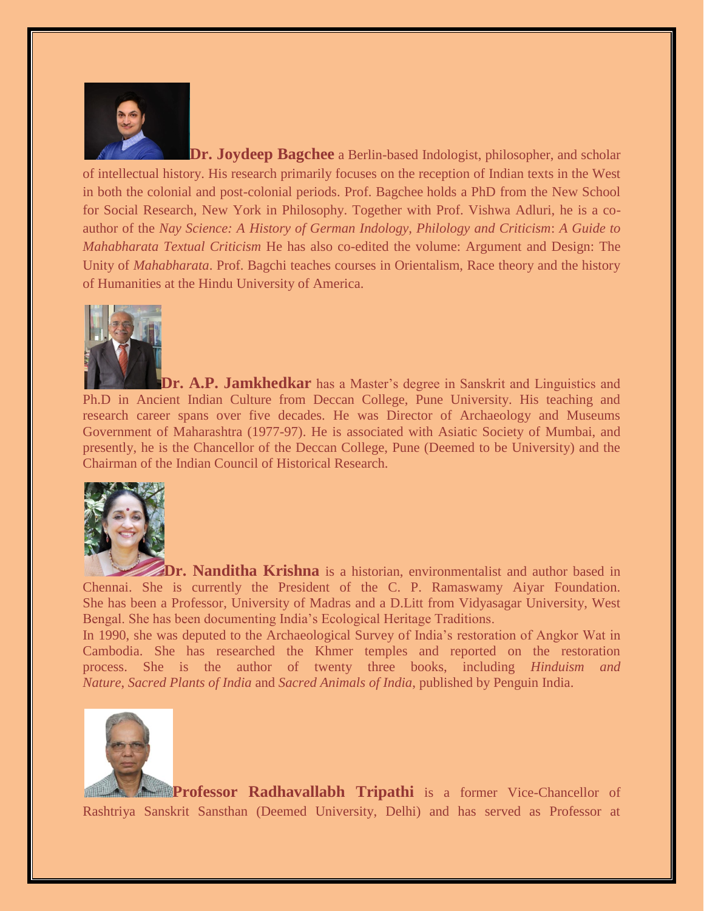**Dr. Joydeep Bagchee** a Berlin-based Indologist, philosopher, and scholar of intellectual history. His research primarily focuses on the reception of Indian texts in the West in both the colonial and post-colonial periods. Prof. Bagchee holds a PhD from the New School for Social Research, New York in Philosophy. Together with Prof. Vishwa Adluri, he is a co-author of the *Nay Science: A History of German Indology, Philology and Criticism*: *A Guide to Mahabharata Textual Criticism* He has also co-edited the volume: Argument and Design: The Unity of *Mahabharata*. Prof. Bagchi teaches courses in Orientalism, Race theory and the history of Humanities at the Hindu University of America.

**Dr. A.P. Jamkhedkar** has a Master's degree in Sanskrit and Linguistics and Ph.D in Ancient Indian Culture from Deccan College, Pune University. His teaching and research career spans over five decades. He was Director of Archaeology and Museums Government of Maharashtra (1977-97). He is associated with Asiatic Society of Mumbai, and presently, he is the Chancellor of the Deccan College, Pune (Deemed to be University) and the Chairman of the Indian Council of Historical Research.

**Dr. Nanditha Krishna** is a historian, environmentalist and author based in Chennai. She is currently the President of the C. P. Ramaswamy Aiyar Foundation. She has been a Professor, University of Madras and a D.Litt from Vidyasagar University, West Bengal. She has been documenting India's Ecological Heritage Traditions.

In 1990, she was deputed to the Archaeological Survey of India's restoration of Angkor Wat in Cambodia. She has researched the Khmer temples and reported on the restoration process. She is the author of twenty three books, including *Hinduism and Nature*, *Sacred Plants of India* and *Sacred Animals of India*, published by Penguin India.

**Professor Radhavallabh Tripathi** is a former Vice-Chancellor of Rashtriya Sanskrit Sansthan (Deemed University, Delhi) and has served as Professor at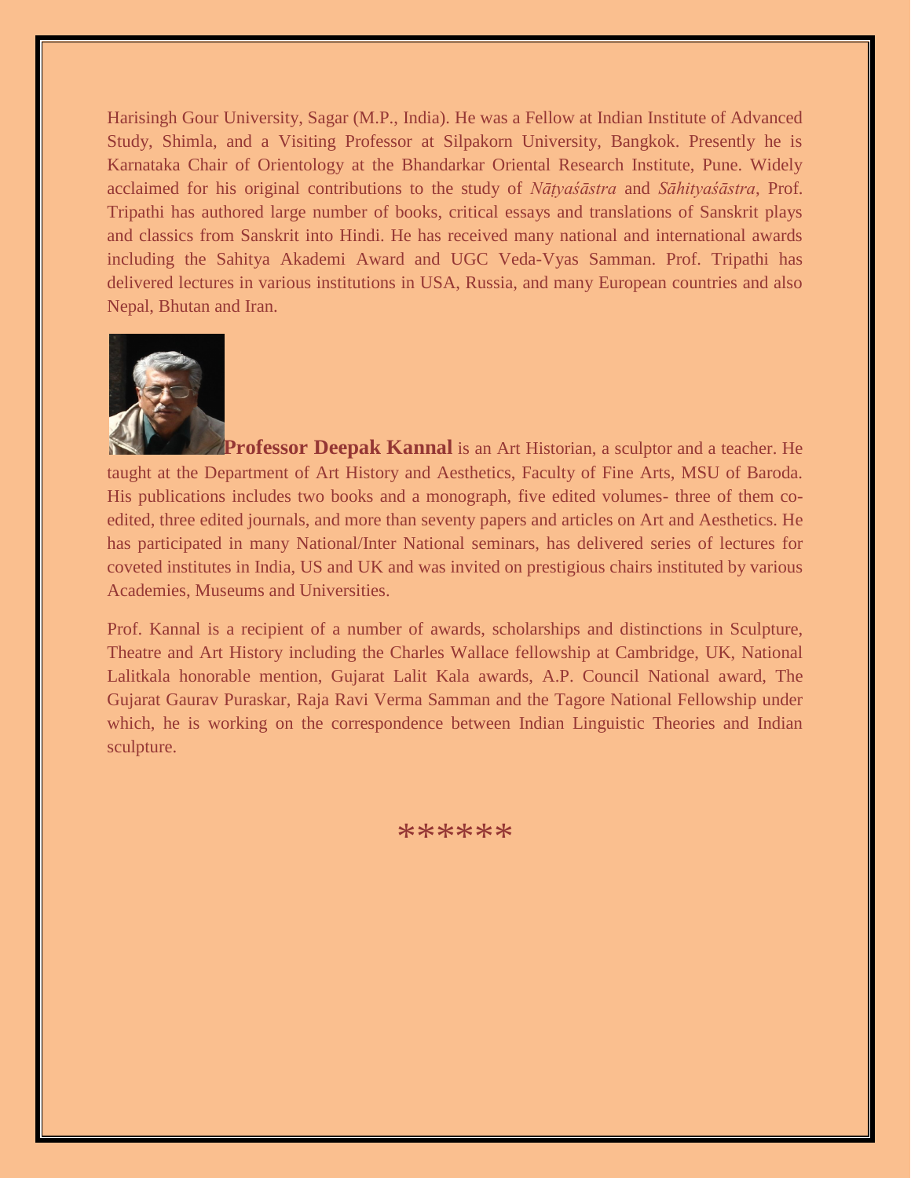Harisingh Gour University, Sagar (M.P., India). He was a Fellow at Indian Institute of Advanced Study, Shimla, and a Visiting Professor at Silpakorn University, Bangkok. Presently he is Karnataka Chair of Orientology at the Bhandarkar Oriental Research Institute, Pune. Widely acclaimed for his original contributions to the study of *Nāṭyaśāstra* and *Sāhityaśāstra*, Prof. Tripathi has authored large number of books, critical essays and translations of Sanskrit plays and classics from Sanskrit into Hindi. He has received many national and international awards including the Sahitya Akademi Award and UGC Veda-Vyas Samman. Prof. Tripathi has delivered lectures in various institutions in USA, Russia, and many European countries and also Nepal, Bhutan and Iran.

**Professor Deepak Kannal** is an Art Historian, a sculptor and a teacher. He taught at the Department of Art History and Aesthetics, Faculty of Fine Arts, MSU of Baroda. His publications includes two books and a monograph, five edited volumes- three of them co-edited, three edited journals, and more than seventy papers and articles on Art and Aesthetics. He has participated in many National/Inter National seminars, has delivered series of lectures for coveted institutes in India, US and UK and was invited on prestigious chairs instituted by various Academies, Museums and Universities.

Prof. Kannal is a recipient of a number of awards, scholarships and distinctions in Sculpture, Theatre and Art History including the Charles Wallace fellowship at Cambridge, UK, National Lalitkala honorable mention, Gujarat Lalit Kala awards, A.P. Council National award, The Gujarat Gaurav Puraskar, Raja Ravi Verma Samman and the Tagore National Fellowship under which, he is working on the correspondence between Indian Linguistic Theories and Indian sculpture.

******